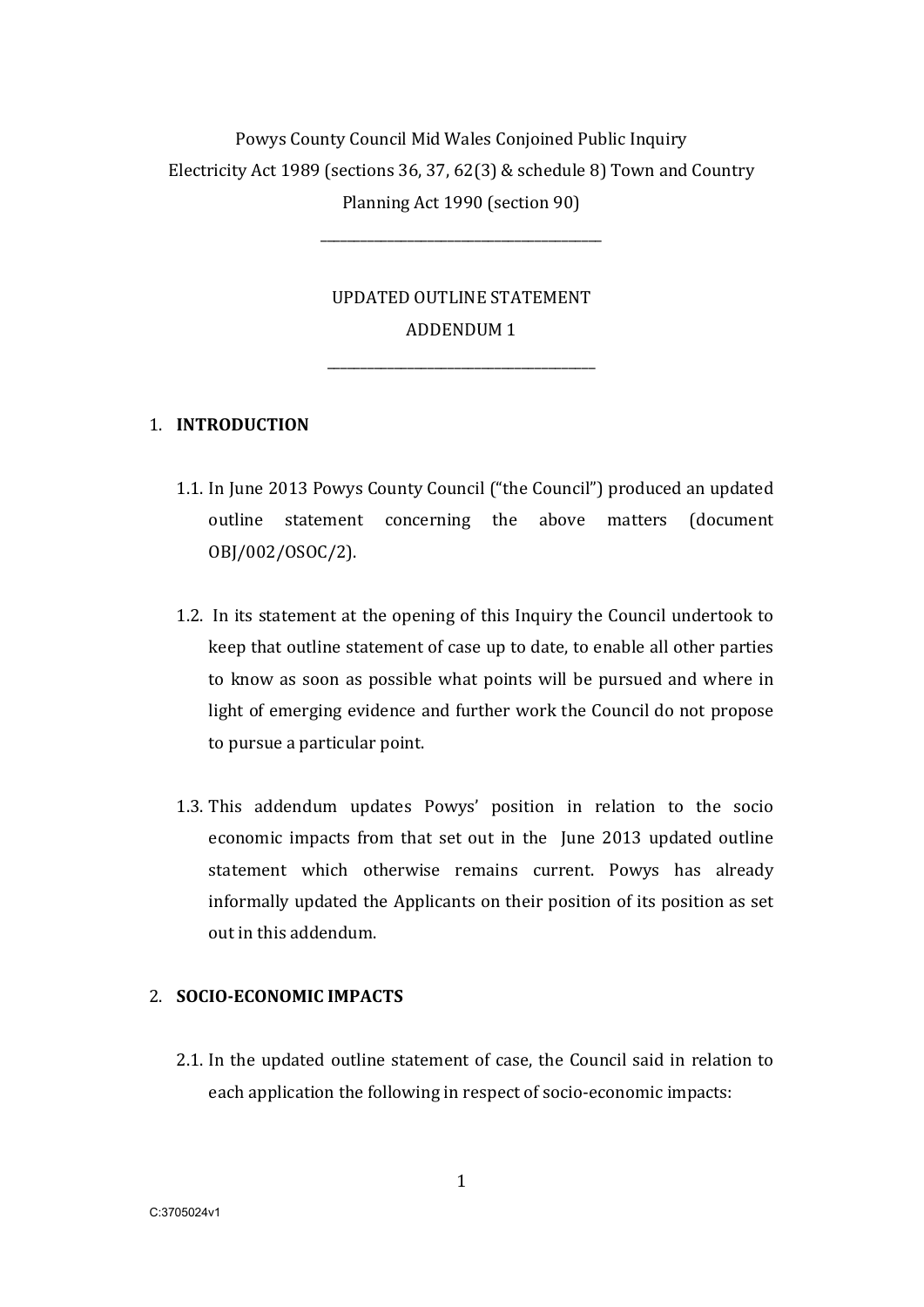Powys County Council Mid Wales Conjoined Public Inquiry
Electricity Act 1989 (sections 36, 37, 62(3) & schedule 8) Town and Country Planning Act 1990 (section 90)

---

UPDATED OUTLINE STATEMENT
ADDENDUM 1

---

## 1. INTRODUCTION

1.1. In June 2013 Powys County Council ("the Council") produced an updated outline statement concerning the above matters (document OBJ/002/OSOC/2).

1.2. In its statement at the opening of this Inquiry the Council undertook to keep that outline statement of case up to date, to enable all other parties to know as soon as possible what points will be pursued and where in light of emerging evidence and further work the Council do not propose to pursue a particular point.

1.3. This addendum updates Powys' position in relation to the socio economic impacts from that set out in the June 2013 updated outline statement which otherwise remains current. Powys has already informally updated the Applicants on their position of its position as set out in this addendum.

## 2. SOCIO-ECONOMIC IMPACTS

2.1. In the updated outline statement of case, the Council said in relation to each application the following in respect of socio-economic impacts: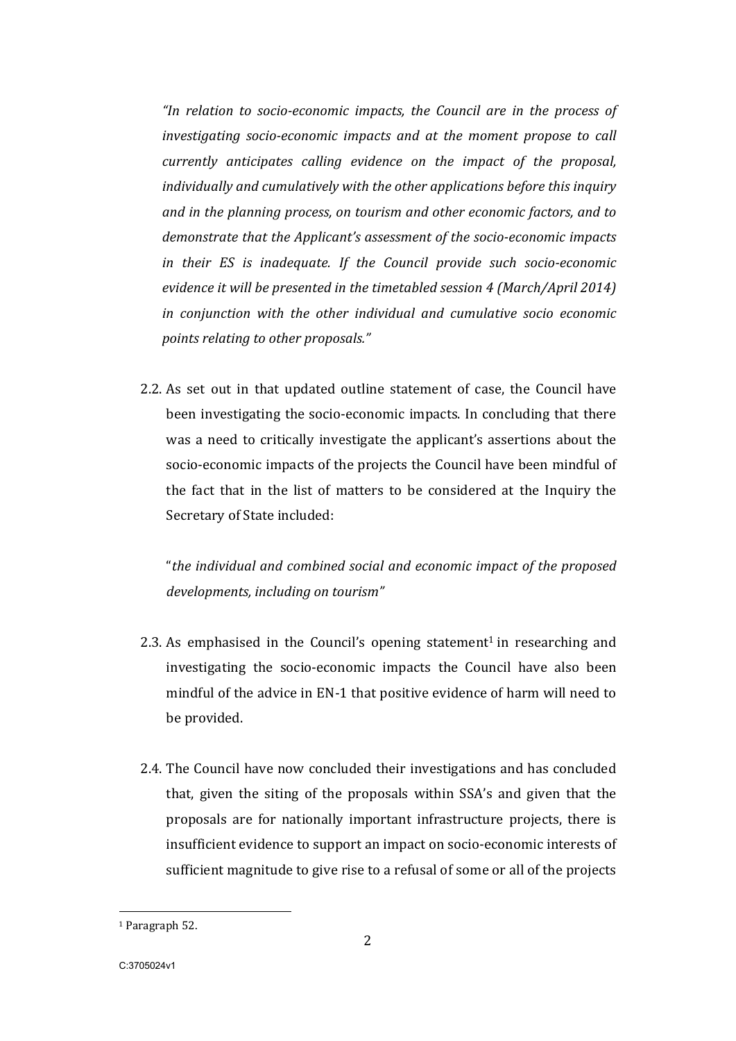*"In relation to socio-economic impacts, the Council are in the process of investigating socio-economic impacts and at the moment propose to call currently anticipates calling evidence on the impact of the proposal, individually and cumulatively with the other applications before this inquiry and in the planning process, on tourism and other economic factors, and to demonstrate that the Applicant's assessment of the socio-economic impacts in their ES is inadequate. If the Council provide such socio-economic evidence it will be presented in the timetabled session 4 (March/April 2014) in conjunction with the other individual and cumulative socio economic points relating to other proposals."*

2.2. As set out in that updated outline statement of case, the Council have been investigating the socio-economic impacts. In concluding that there was a need to critically investigate the applicant's assertions about the socio-economic impacts of the projects the Council have been mindful of the fact that in the list of matters to be considered at the Inquiry the Secretary of State included:

"*the individual and combined social and economic impact of the proposed developments, including on tourism"*

2.3. As emphasised in the Council's opening statement[1] in researching and investigating the socio-economic impacts the Council have also been mindful of the advice in EN-1 that positive evidence of harm will need to be provided.

2.4. The Council have now concluded their investigations and has concluded that, given the siting of the proposals within SSA's and given that the proposals are for nationally important infrastructure projects, there is insufficient evidence to support an impact on socio-economic interests of sufficient magnitude to give rise to a refusal of some or all of the projects

[1] Paragraph 52.

C:3705024v1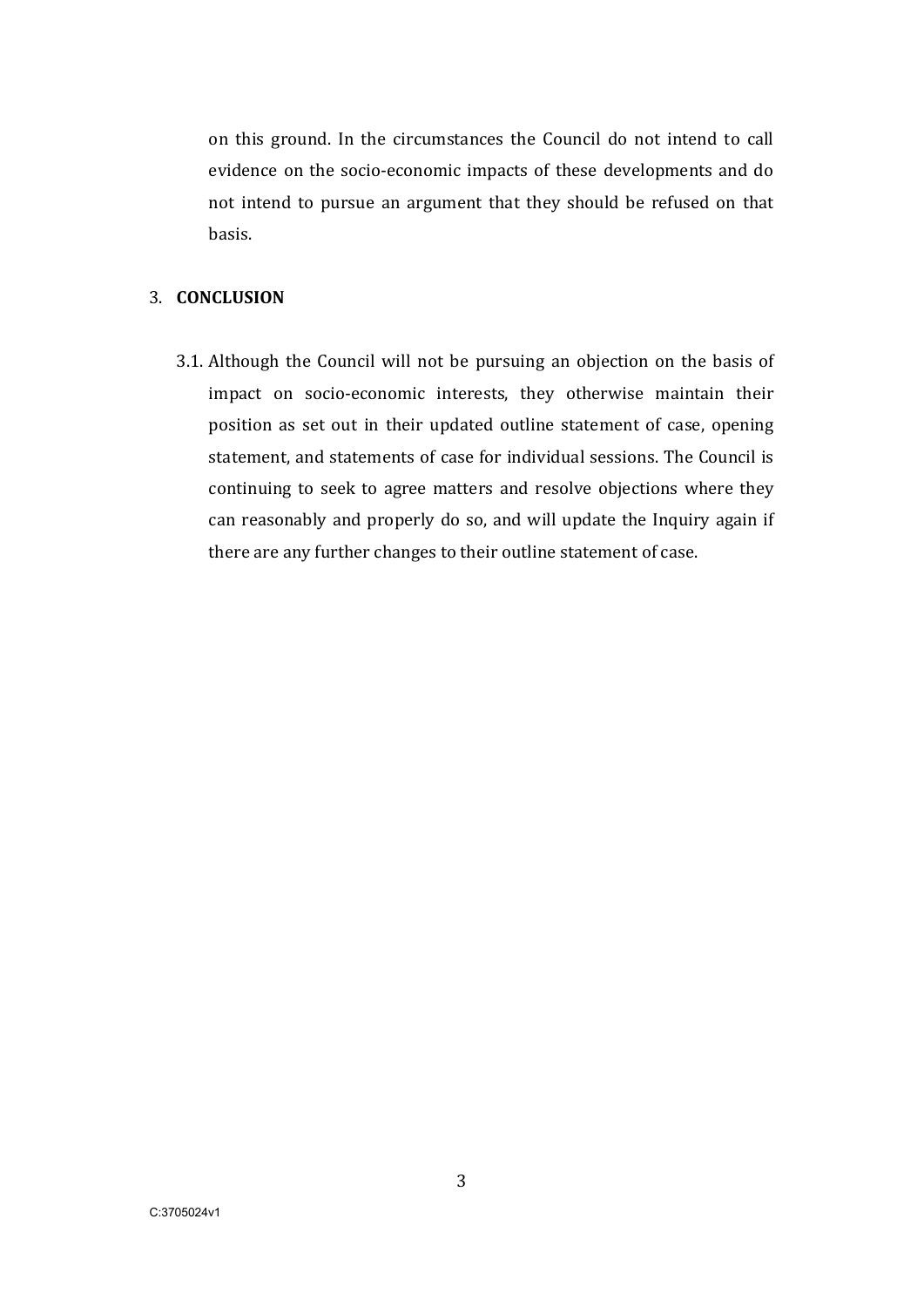on this ground. In the circumstances the Council do not intend to call evidence on the socio-economic impacts of these developments and do not intend to pursue an argument that they should be refused on that basis.

## 3. CONCLUSION

3.1. Although the Council will not be pursuing an objection on the basis of impact on socio-economic interests, they otherwise maintain their position as set out in their updated outline statement of case, opening statement, and statements of case for individual sessions. The Council is continuing to seek to agree matters and resolve objections where they can reasonably and properly do so, and will update the Inquiry again if there are any further changes to their outline statement of case.

C:3705024v1